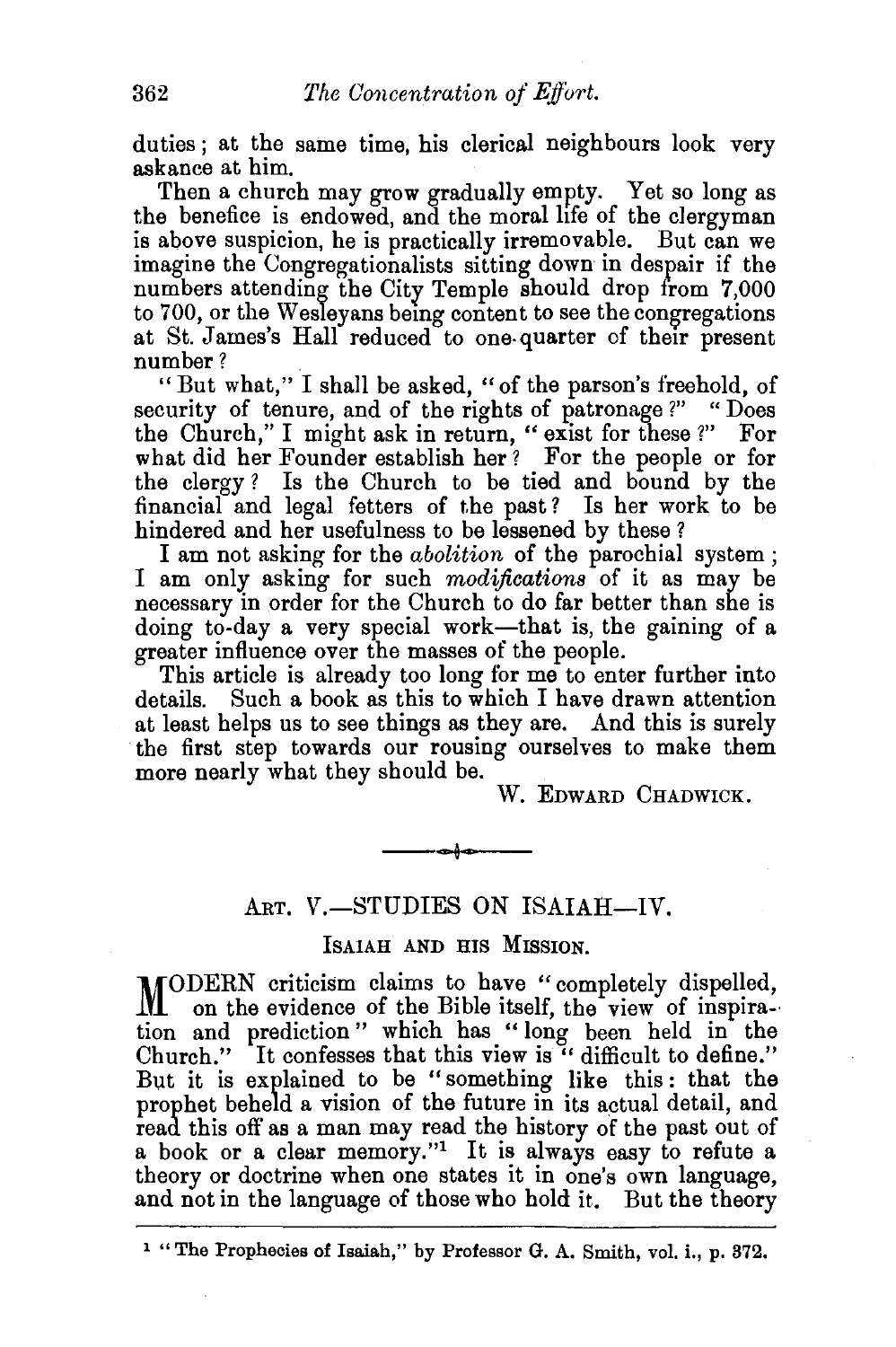duties; at the same time, his clerical neighbours look very askance at him.

Then a church may grow gradually empty. Yet so long as the benefice is endowed, and the moral life of the clergyman is above suspicion, he is practically irremovable. But can we imagine the Congregationalists sitting down in despair if the numbers attending the City Temple should drop from 7,000 to 700, or the Wesleyans being content to see the congregations at St. James's Hall reduced to one-quarter of their present number?

"But what," I shall be asked, "of the parson's freehold, of security of tenure, and of the rights of patronage?" "Does the Church," I might ask in return, "exist for these?" For what did her Founder establish her? For the people or for the clergy? Is the Church to be tied and bound by the financial and legal fetters of the past? Is her work to be hindered and her usefulness to be lessened by these?

I am not asking for the *abolition* of the parochial system; I am only asking for such *modifications* of it as may be necessary in order for the Church to do far better than she is doing to-day a very special work—that is, the gaining of a greater influence over the masses of the people.

This article is already too long for me to enter further into details. Such a book as this to which I have drawn attention at least helps us to see things as they are. And this is surely the first step towards our rousing ourselves to make them more nearly what they should be.

W. Edward Chadwick.

---

## Art. V.—STUDIES ON ISAIAH—IV.

### Isaiah and his Mission.

Modern criticism claims to have "completely dispelled, on the evidence of the Bible itself, the view of inspiration and prediction" which has "long been held in the Church." It confesses that this view is "difficult to define." But it is explained to be "something like this: that the prophet beheld a vision of the future in its actual detail, and read this off as a man may read the history of the past out of a book or a clear memory."[1] It is always easy to refute a theory or doctrine when one states it in one's own language, and not in the language of those who hold it. But the theory

[1] "The Prophecies of Isaiah," by Professor G. A. Smith, vol. i., p. 372.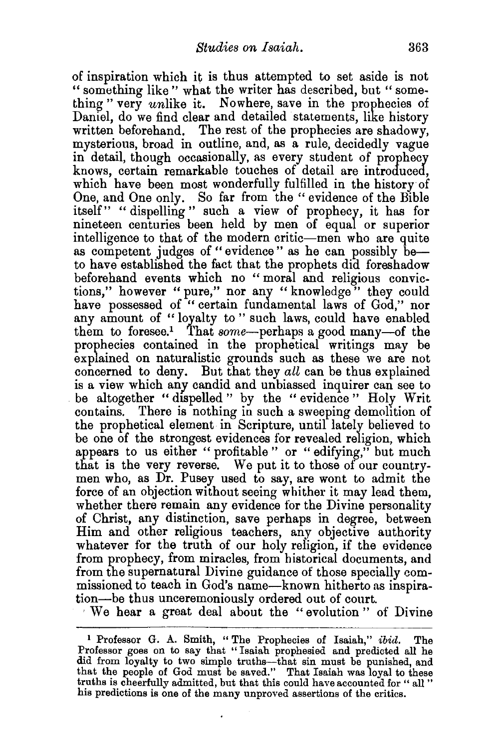of inspiration which it is thus attempted to set aside is not "something like" what the writer has described, but "something" very *un*like it. Nowhere, save in the prophecies of Daniel, do we find clear and detailed statements, like history written beforehand. The rest of the prophecies are shadowy, mysterious, broad in outline, and, as a rule, decidedly vague in detail, though occasionally, as every student of prophecy knows, certain remarkable touches of detail are introduced, which have been most wonderfully fulfilled in the history of One, and One only. So far from the "evidence of the Bible itself" "dispelling" such a view of prophecy, it has for nineteen centuries been held by men of equal or superior intelligence to that of the modern critic—men who are quite as competent judges of "evidence" as he can possibly be—to have established the fact that the prophets did foreshadow beforehand events which no "moral and religious convictions," however "pure," nor any "knowledge" they could have possessed of "certain fundamental laws of God," nor any amount of "loyalty to" such laws, could have enabled them to foresee.[1] That *some*—perhaps a good many—of the prophecies contained in the prophetical writings may be explained on naturalistic grounds such as these we are not concerned to deny. But that they *all* can be thus explained is a view which any candid and unbiassed inquirer can see to be altogether "dispelled" by the "evidence" Holy Writ contains. There is nothing in such a sweeping demolition of the prophetical element in Scripture, until lately believed to be one of the strongest evidences for revealed religion, which appears to us either "profitable" or "edifying," but much that is the very reverse. We put it to those of our countrymen who, as Dr. Pusey used to say, are wont to admit the force of an objection without seeing whither it may lead them, whether there remain any evidence for the Divine personality of Christ, any distinction, save perhaps in degree, between Him and other religious teachers, any objective authority whatever for the truth of our holy religion, if the evidence from prophecy, from miracles, from historical documents, and from the supernatural Divine guidance of those specially commissioned to teach in God's name—known hitherto as inspiration—be thus unceremoniously ordered out of court.

We hear a great deal about the "evolution" of Divine

---

[1] Professor G. A. Smith, "The Prophecies of Isaiah," *ibid.* The Professor goes on to say that "Isaiah prophesied and predicted all he did from loyalty to two simple truths—that sin must be punished, and that the people of God must be saved." That Isaiah was loyal to these truths is cheerfully admitted, but that this could have accounted for "all" his predictions is one of the many unproved assertions of the critics.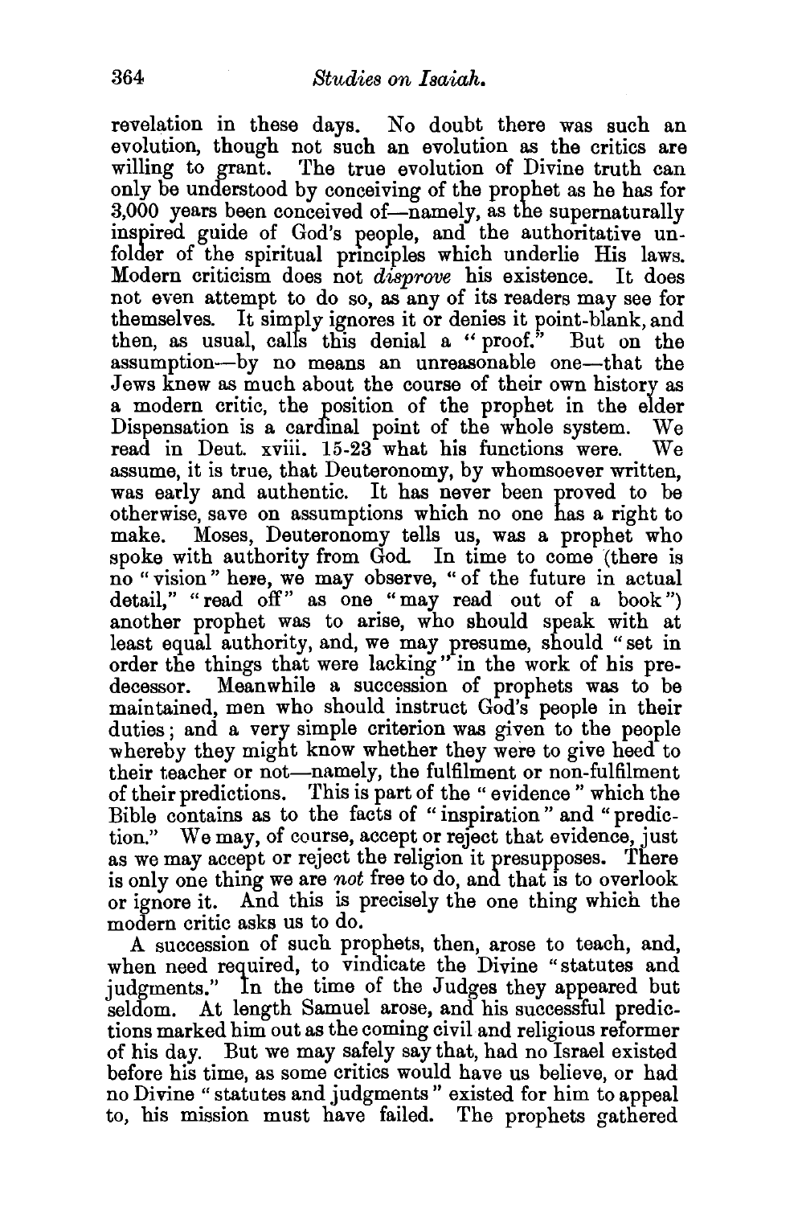revelation in these days. No doubt there was such an evolution, though not such an evolution as the critics are willing to grant. The true evolution of Divine truth can only be understood by conceiving of the prophet as he has for 3,000 years been conceived of—namely, as the supernaturally inspired guide of God's people, and the authoritative unfolder of the spiritual principles which underlie His laws. Modern criticism does not *disprove* his existence. It does not even attempt to do so, as any of its readers may see for themselves. It simply ignores it or denies it point-blank, and then, as usual, calls this denial a "proof." But on the assumption—by no means an unreasonable one—that the Jews knew as much about the course of their own history as a modern critic, the position of the prophet in the elder Dispensation is a cardinal point of the whole system. We read in Deut. xviii. 15-23 what his functions were. We assume, it is true, that Deuteronomy, by whomsoever written, was early and authentic. It has never been proved to be otherwise, save on assumptions which no one has a right to make. Moses, Deuteronomy tells us, was a prophet who spoke with authority from God. In time to come (there is no "vision" here, we may observe, "of the future in actual detail," "read off" as one "may read out of a book") another prophet was to arise, who should speak with at least equal authority, and, we may presume, should "set in order the things that were lacking" in the work of his predecessor. Meanwhile a succession of prophets was to be maintained, men who should instruct God's people in their duties; and a very simple criterion was given to the people whereby they might know whether they were to give heed to their teacher or not—namely, the fulfilment or non-fulfilment of their predictions. This is part of the "evidence" which the Bible contains as to the facts of "inspiration" and "prediction." We may, of course, accept or reject that evidence, just as we may accept or reject the religion it presupposes. There is only one thing we are *not* free to do, and that is to overlook or ignore it. And this is precisely the one thing which the modern critic asks us to do.

A succession of such prophets, then, arose to teach, and, when need required, to vindicate the Divine "statutes and judgments." In the time of the Judges they appeared but seldom. At length Samuel arose, and his successful predictions marked him out as the coming civil and religious reformer of his day. But we may safely say that, had no Israel existed before his time, as some critics would have us believe, or had no Divine "statutes and judgments" existed for him to appeal to, his mission must have failed. The prophets gathered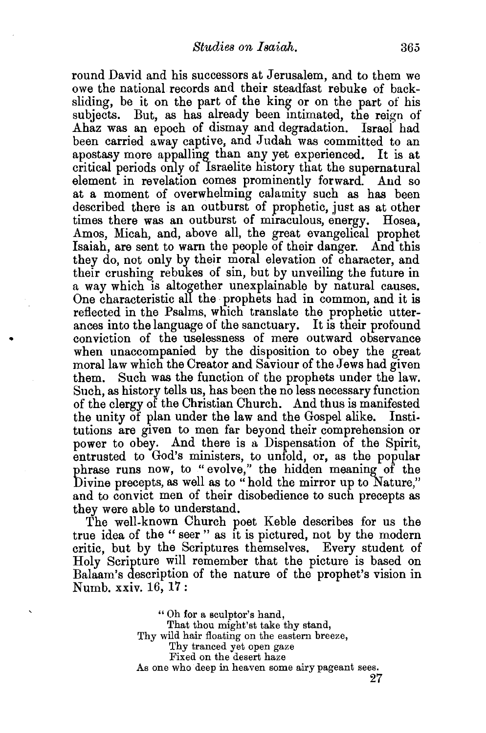round David and his successors at Jerusalem, and to them we owe the national records and their steadfast rebuke of backsliding, be it on the part of the king or on the part of his subjects. But, as has already been intimated, the reign of Ahaz was an epoch of dismay and degradation. Israel had been carried away captive, and Judah was committed to an apostasy more appalling than any yet experienced. It is at critical periods only of Israelite history that the supernatural element in revelation comes prominently forward. And so at a moment of overwhelming calamity such as has been described there is an outburst of prophetic, just as at other times there was an outburst of miraculous, energy. Hosea, Amos, Micah, and, above all, the great evangelical prophet Isaiah, are sent to warn the people of their danger. And this they do, not only by their moral elevation of character, and their crushing rebukes of sin, but by unveiling the future in a way which is altogether unexplainable by natural causes. One characteristic all the prophets had in common, and it is reflected in the Psalms, which translate the prophetic utterances into the language of the sanctuary. It is their profound conviction of the uselessness of mere outward observance when unaccompanied by the disposition to obey the great moral law which the Creator and Saviour of the Jews had given them. Such was the function of the prophets under the law. Such, as history tells us, has been the no less necessary function of the clergy of the Christian Church. And thus is manifested the unity of plan under the law and the Gospel alike. Institutions are given to men far beyond their comprehension or power to obey. And there is a Dispensation of the Spirit, entrusted to God's ministers, to unfold, or, as the popular phrase runs now, to "evolve," the hidden meaning of the Divine precepts, as well as to "hold the mirror up to Nature," and to convict men of their disobedience to such precepts as they were able to understand.

The well-known Church poet Keble describes for us the true idea of the "seer" as it is pictured, not by the modern critic, but by the Scriptures themselves. Every student of Holy Scripture will remember that the picture is based on Balaam's description of the nature of the prophet's vision in Numb. xxiv. 16, 17:

> "Oh for a sculptor's hand,
> That thou might'st take thy stand,
> Thy wild hair floating on the eastern breeze,
> Thy tranced yet open gaze
> Fixed on the desert haze
> As one who deep in heaven some airy pageant sees.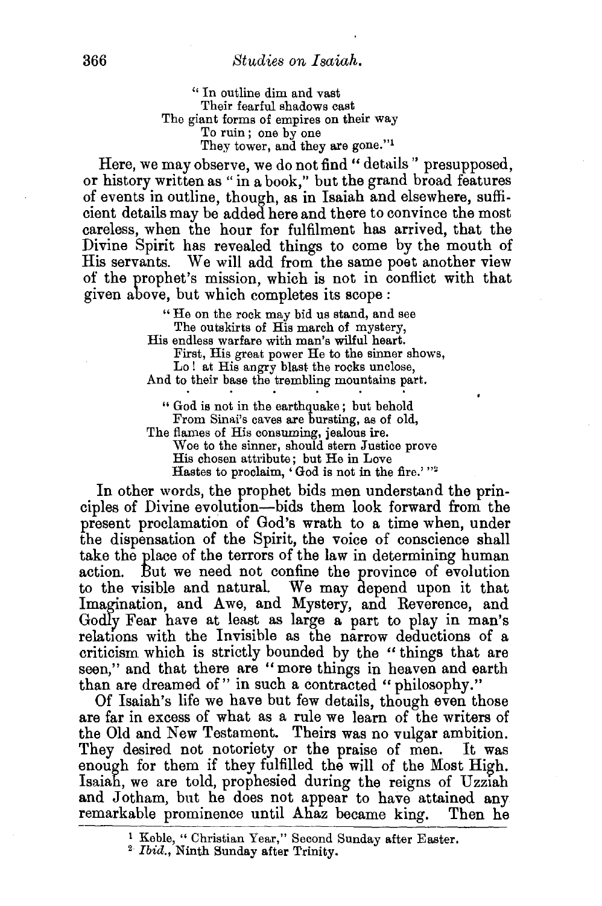> "In outline dim and vast
> Their fearful shadows cast
> The giant forms of empires on their way
> To ruin; one by one
> They tower, and they are gone."[1]

Here, we may observe, we do not find "details" presupposed, or history written as "in a book," but the grand broad features of events in outline, though, as in Isaiah and elsewhere, sufficient details may be added here and there to convince the most careless, when the hour for fulfilment has arrived, that the Divine Spirit has revealed things to come by the mouth of His servants. We will add from the same poet another view of the prophet's mission, which is not in conflict with that given above, but which completes its scope:

> "He on the rock may bid us stand, and see
> The outskirts of His march of mystery,
> His endless warfare with man's wilful heart.
> First, His great power He to the sinner shows,
> Lo! at His angry blast the rocks unclose,
> And to their base the trembling mountains part.
>
> . . . . . . .
>
> "God is not in the earthquake; but behold
> From Sinai's caves are bursting, as of old,
> The flames of His consuming, jealous ire.
> Woe to the sinner, should stern Justice prove
> His chosen attribute; but He in Love
> Hastes to proclaim, 'God is not in the fire.'"[2]

In other words, the prophet bids men understand the principles of Divine evolution—bids them look forward from the present proclamation of God's wrath to a time when, under the dispensation of the Spirit, the voice of conscience shall take the place of the terrors of the law in determining human action. But we need not confine the province of evolution to the visible and natural. We may depend upon it that Imagination, and Awe, and Mystery, and Reverence, and Godly Fear have at least as large a part to play in man's relations with the Invisible as the narrow deductions of a criticism which is strictly bounded by the "things that are seen," and that there are "more things in heaven and earth than are dreamed of" in such a contracted "philosophy."

Of Isaiah's life we have but few details, though even those are far in excess of what as a rule we learn of the writers of the Old and New Testament. Theirs was no vulgar ambition. They desired not notoriety or the praise of men. It was enough for them if they fulfilled the will of the Most High. Isaiah, we are told, prophesied during the reigns of Uzziah and Jotham, but he does not appear to have attained any remarkable prominence until Ahaz became king. Then he

---

[1] Keble, "Christian Year," Second Sunday after Easter.

[2] *Ibid.*, Ninth Sunday after Trinity.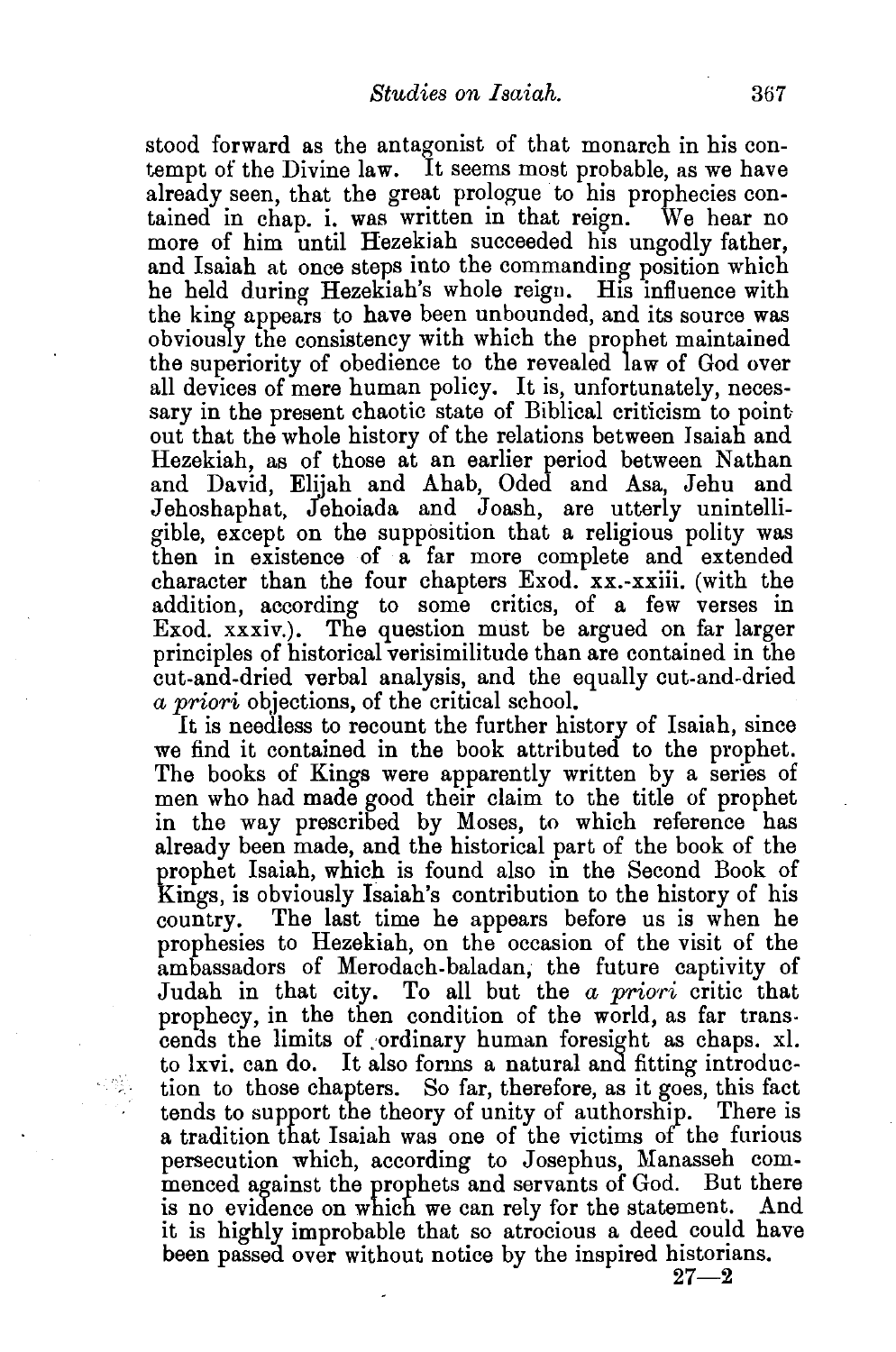stood forward as the antagonist of that monarch in his contempt of the Divine law. It seems most probable, as we have already seen, that the great prologue to his prophecies contained in chap. i. was written in that reign. We hear no more of him until Hezekiah succeeded his ungodly father, and Isaiah at once steps into the commanding position which he held during Hezekiah's whole reign. His influence with the king appears to have been unbounded, and its source was obviously the consistency with which the prophet maintained the superiority of obedience to the revealed law of God over all devices of mere human policy. It is, unfortunately, necessary in the present chaotic state of Biblical criticism to point out that the whole history of the relations between Isaiah and Hezekiah, as of those at an earlier period between Nathan and David, Elijah and Ahab, Oded and Asa, Jehu and Jehoshaphat, Jehoiada and Joash, are utterly unintelligible, except on the supposition that a religious polity was then in existence of a far more complete and extended character than the four chapters Exod. xx.-xxiii. (with the addition, according to some critics, of a few verses in Exod. xxxiv.). The question must be argued on far larger principles of historical verisimilitude than are contained in the cut-and-dried verbal analysis, and the equally cut-and-dried *a priori* objections, of the critical school.

It is needless to recount the further history of Isaiah, since we find it contained in the book attributed to the prophet. The books of Kings were apparently written by a series of men who had made good their claim to the title of prophet in the way prescribed by Moses, to which reference has already been made, and the historical part of the book of the prophet Isaiah, which is found also in the Second Book of Kings, is obviously Isaiah's contribution to the history of his country. The last time he appears before us is when he prophesies to Hezekiah, on the occasion of the visit of the ambassadors of Merodach-baladan, the future captivity of Judah in that city. To all but the *a priori* critic that prophecy, in the then condition of the world, as far transcends the limits of ordinary human foresight as chaps. xl. to lxvi. can do. It also forms a natural and fitting introduction to those chapters. So far, therefore, as it goes, this fact tends to support the theory of unity of authorship. There is a tradition that Isaiah was one of the victims of the furious persecution which, according to Josephus, Manasseh commenced against the prophets and servants of God. But there is no evidence on which we can rely for the statement. And it is highly improbable that so atrocious a deed could have been passed over without notice by the inspired historians.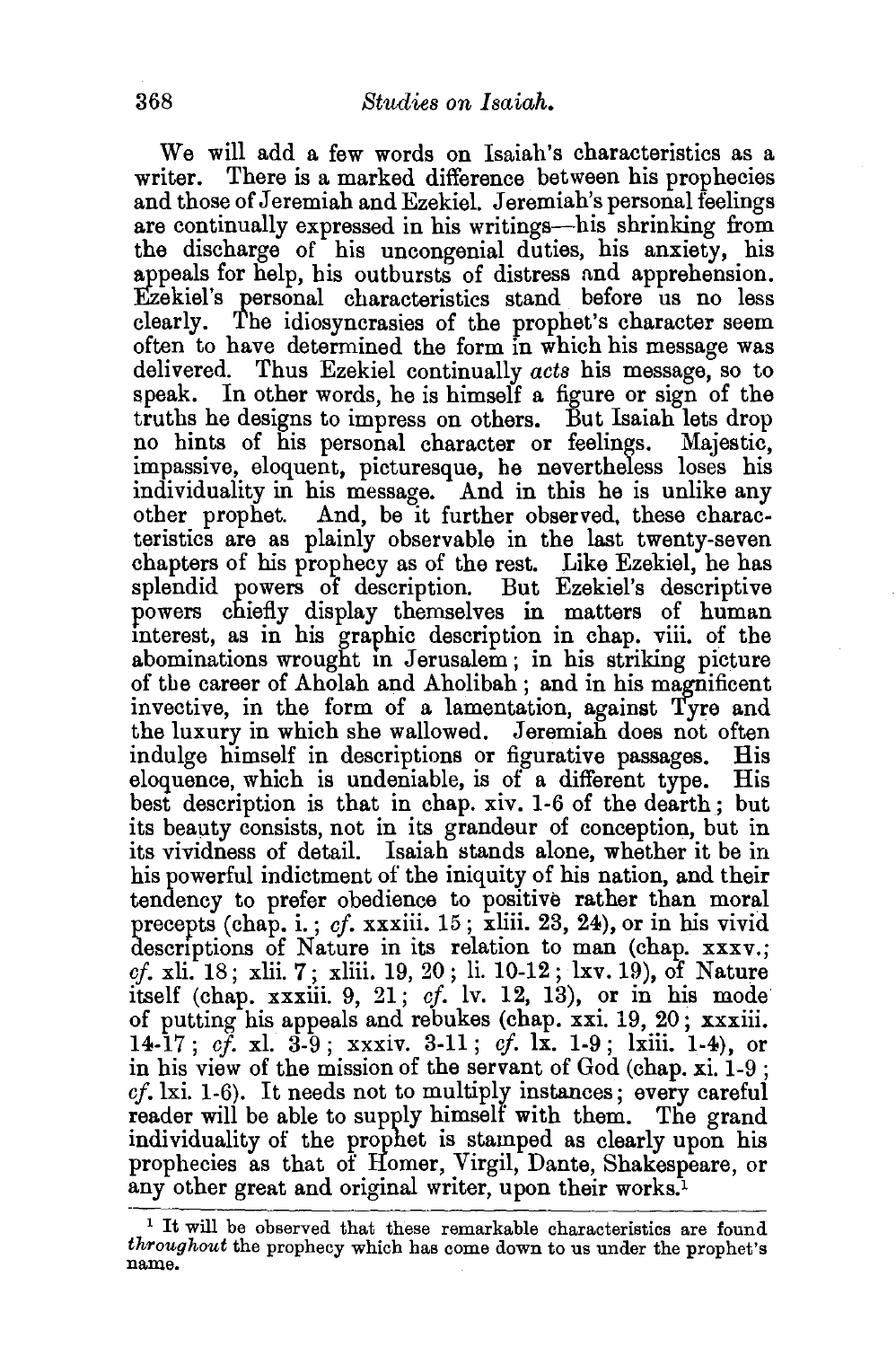We will add a few words on Isaiah's characteristics as a writer. There is a marked difference between his prophecies and those of Jeremiah and Ezekiel. Jeremiah's personal feelings are continually expressed in his writings—his shrinking from the discharge of his uncongenial duties, his anxiety, his appeals for help, his outbursts of distress and apprehension. Ezekiel's personal characteristics stand before us no less clearly. The idiosyncrasies of the prophet's character seem often to have determined the form in which his message was delivered. Thus Ezekiel continually *acts* his message, so to speak. In other words, he is himself a figure or sign of the truths he designs to impress on others. But Isaiah lets drop no hints of his personal character or feelings. Majestic, impassive, eloquent, picturesque, he nevertheless loses his individuality in his message. And in this he is unlike any other prophet. And, be it further observed, these characteristics are as plainly observable in the last twenty-seven chapters of his prophecy as of the rest. Like Ezekiel, he has splendid powers of description. But Ezekiel's descriptive powers chiefly display themselves in matters of human interest, as in his graphic description in chap. viii. of the abominations wrought in Jerusalem; in his striking picture of the career of Aholah and Aholibah; and in his magnificent invective, in the form of a lamentation, against Tyre and the luxury in which she wallowed. Jeremiah does not often indulge himself in descriptions or figurative passages. His eloquence, which is undeniable, is of a different type. His best description is that in chap. xiv. 1-6 of the dearth; but its beauty consists, not in its grandeur of conception, but in its vividness of detail. Isaiah stands alone, whether it be in his powerful indictment of the iniquity of his nation, and their tendency to prefer obedience to positive rather than moral precepts (chap. i.; *cf.* xxxiii. 15; xliii. 23, 24), or in his vivid descriptions of Nature in its relation to man (chap. xxxv.; *cf.* xli. 18; xlii. 7; xliii. 19, 20; li. 10-12; lxv. 19), of Nature itself (chap. xxxiii. 9, 21; *cf.* lv. 12, 13), or in his mode of putting his appeals and rebukes (chap. xxi. 19, 20; xxxiii. 14-17; *cf.* xl. 3-9; xxxiv. 3-11; *cf.* lx. 1-9; lxiii. 1-4), or in his view of the mission of the servant of God (chap. xi. 1-9; *cf.* lxi. 1-6). It needs not to multiply instances; every careful reader will be able to supply himself with them. The grand individuality of the prophet is stamped as clearly upon his prophecies as that of Homer, Virgil, Dante, Shakespeare, or any other great and original writer, upon their works.[1]

[1] It will be observed that these remarkable characteristics are found *throughout* the prophecy which has come down to us under the prophet's name.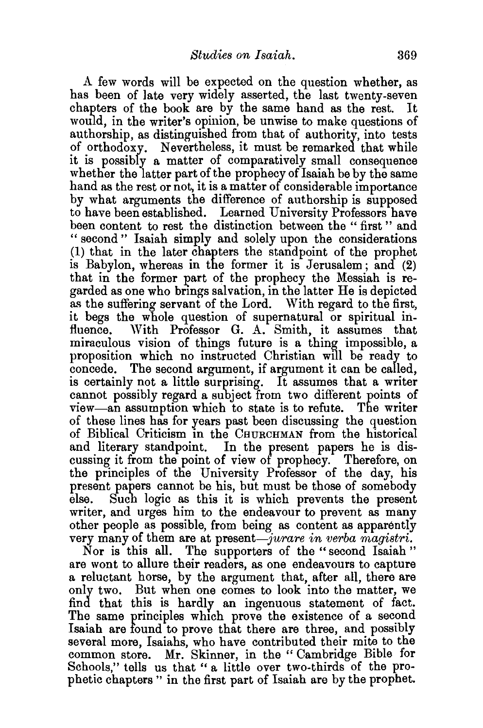A few words will be expected on the question whether, as has been of late very widely asserted, the last twenty-seven chapters of the book are by the same hand as the rest. It would, in the writer's opinion, be unwise to make questions of authorship, as distinguished from that of authority, into tests of orthodoxy. Nevertheless, it must be remarked that while it is possibly a matter of comparatively small consequence whether the latter part of the prophecy of Isaiah be by the same hand as the rest or not, it is a matter of considerable importance by what arguments the difference of authorship is supposed to have been established. Learned University Professors have been content to rest the distinction between the "first" and "second" Isaiah simply and solely upon the considerations (1) that in the later chapters the standpoint of the prophet is Babylon, whereas in the former it is Jerusalem; and (2) that in the former part of the prophecy the Messiah is regarded as one who brings salvation, in the latter He is depicted as the suffering servant of the Lord. With regard to the first, it begs the whole question of supernatural or spiritual influence. With Professor G. A. Smith, it assumes that miraculous vision of things future is a thing impossible, a proposition which no instructed Christian will be ready to concede. The second argument, if argument it can be called, is certainly not a little surprising. It assumes that a writer cannot possibly regard a subject from two different points of view—an assumption which to state is to refute. The writer of these lines has for years past been discussing the question of Biblical Criticism in the CHURCHMAN from the historical and literary standpoint. In the present papers he is discussing it from the point of view of prophecy. Therefore, on the principles of the University Professor of the day, his present papers cannot be his, but must be those of somebody else. Such logic as this it is which prevents the present writer, and urges him to the endeavour to prevent as many other people as possible, from being as content as apparently very many of them are at present—*jurare in verba magistri.*

Nor is this all. The supporters of the "second Isaiah" are wont to allure their readers, as one endeavours to capture a reluctant horse, by the argument that, after all, there are only two. But when one comes to look into the matter, we find that this is hardly an ingenuous statement of fact. The same principles which prove the existence of a second Isaiah are found to prove that there are three, and possibly several more, Isaiahs, who have contributed their mite to the common store. Mr. Skinner, in the "Cambridge Bible for Schools," tells us that "a little over two-thirds of the prophetic chapters" in the first part of Isaiah are by the prophet.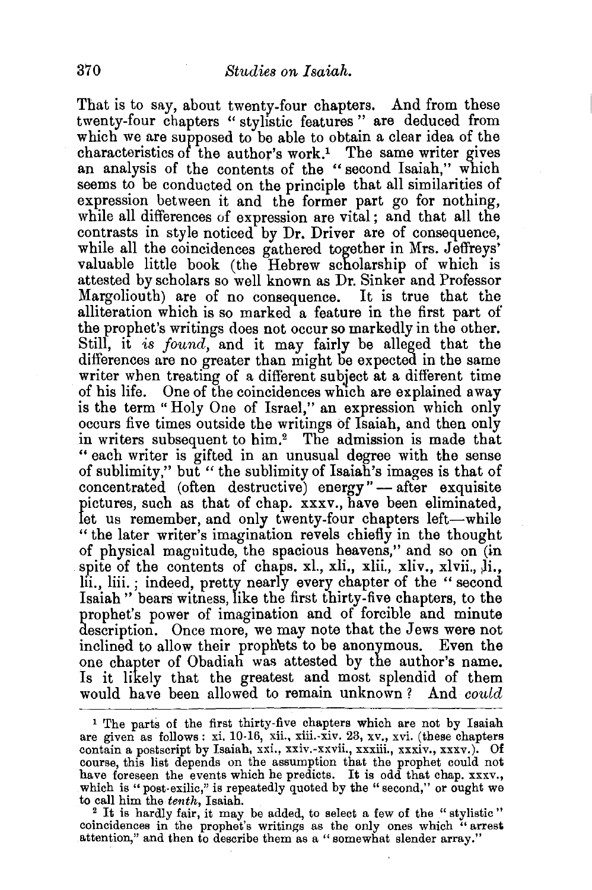That is to say, about twenty-four chapters. And from these twenty-four chapters "stylistic features" are deduced from which we are supposed to be able to obtain a clear idea of the characteristics of the author's work.[1] The same writer gives an analysis of the contents of the "second Isaiah," which seems to be conducted on the principle that all similarities of expression between it and the former part go for nothing, while all differences of expression are vital; and that all the contrasts in style noticed by Dr. Driver are of consequence, while all the coincidences gathered together in Mrs. Jeffreys' valuable little book (the Hebrew scholarship of which is attested by scholars so well known as Dr. Sinker and Professor Margoliouth) are of no consequence. It is true that the alliteration which is so marked a feature in the first part of the prophet's writings does not occur so markedly in the other. Still, it *is found*, and it may fairly be alleged that the differences are no greater than might be expected in the same writer when treating of a different subject at a different time of his life. One of the coincidences which are explained away is the term "Holy One of Israel," an expression which only occurs five times outside the writings of Isaiah, and then only in writers subsequent to him.[2] The admission is made that "each writer is gifted in an unusual degree with the sense of sublimity," but "the sublimity of Isaiah's images is that of concentrated (often destructive) energy"—after exquisite pictures, such as that of chap. xxxv., have been eliminated, let us remember, and only twenty-four chapters left—while "the later writer's imagination revels chiefly in the thought of physical magnitude, the spacious heavens," and so on (in spite of the contents of chaps. xl., xli., xlii., xliv., xlvii., li., lii., liii.; indeed, pretty nearly every chapter of the "second Isaiah" bears witness, like the first thirty-five chapters, to the prophet's power of imagination and of forcible and minute description. Once more, we may note that the Jews were not inclined to allow their prophets to be anonymous. Even the one chapter of Obadiah was attested by the author's name. Is it likely that the greatest and most splendid of them would have been allowed to remain unknown? And *could*

---

[1] The parts of the first thirty-five chapters which are not by Isaiah are given as follows: xi. 10-16, xii., xiii.-xiv. 23, xv., xvi. (these chapters contain a postscript by Isaiah, xxi., xxiv.-xxvii., xxxiii., xxxiv., xxxv.). Of course, this list depends on the assumption that the prophet could not have foreseen the events which he predicts. It is odd that chap. xxxv., which is "post-exilic," is repeatedly quoted by the "second," or ought we to call him the *tenth*, Isaiah.

[2] It is hardly fair, it may be added, to select a few of the "stylistic" coincidences in the prophet's writings as the only ones which "arrest attention," and then to describe them as a "somewhat slender array."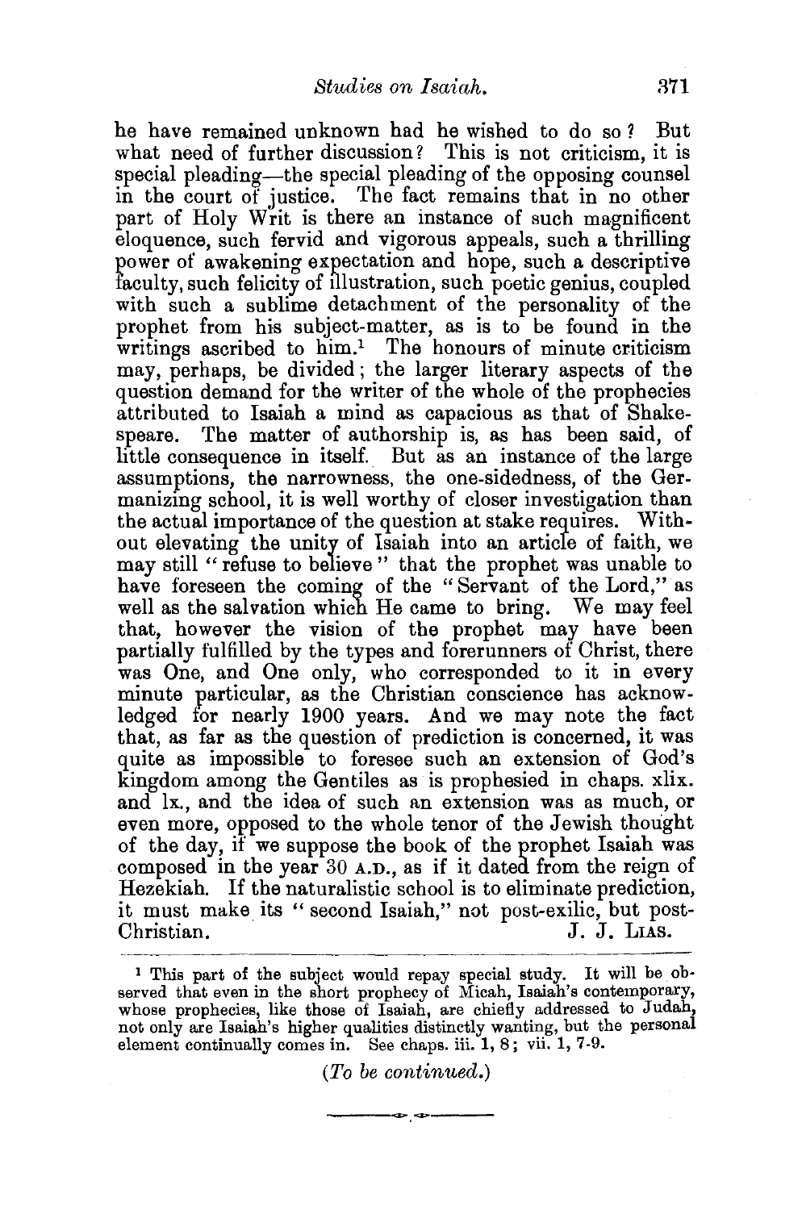he have remained unknown had he wished to do so? But what need of further discussion? This is not criticism, it is special pleading—the special pleading of the opposing counsel in the court of justice. The fact remains that in no other part of Holy Writ is there an instance of such magnificent eloquence, such fervid and vigorous appeals, such a thrilling power of awakening expectation and hope, such a descriptive faculty, such felicity of illustration, such poetic genius, coupled with such a sublime detachment of the personality of the prophet from his subject-matter, as is to be found in the writings ascribed to him.[1] The honours of minute criticism may, perhaps, be divided; the larger literary aspects of the question demand for the writer of the whole of the prophecies attributed to Isaiah a mind as capacious as that of Shakespeare. The matter of authorship is, as has been said, of little consequence in itself. But as an instance of the large assumptions, the narrowness, the one-sidedness, of the Germanizing school, it is well worthy of closer investigation than the actual importance of the question at stake requires. Without elevating the unity of Isaiah into an article of faith, we may still "refuse to believe" that the prophet was unable to have foreseen the coming of the "Servant of the Lord," as well as the salvation which He came to bring. We may feel that, however the vision of the prophet may have been partially fulfilled by the types and forerunners of Christ, there was One, and One only, who corresponded to it in every minute particular, as the Christian conscience has acknowledged for nearly 1900 years. And we may note the fact that, as far as the question of prediction is concerned, it was quite as impossible to foresee such an extension of God's kingdom among the Gentiles as is prophesied in chaps. xlix. and lx., and the idea of such an extension was as much, or even more, opposed to the whole tenor of the Jewish thought of the day, if we suppose the book of the prophet Isaiah was composed in the year 30 A.D., as if it dated from the reign of Hezekiah. If the naturalistic school is to eliminate prediction, it must make its "second Isaiah," not post-exilic, but post-Christian.

J. J. LIAS.

[1] This part of the subject would repay special study. It will be observed that even in the short prophecy of Micah, Isaiah's contemporary, whose prophecies, like those of Isaiah, are chiefly addressed to Judah, not only are Isaiah's higher qualities distinctly wanting, but the personal element continually comes in. See chaps. iii. 1, 8; vii. 1, 7-9.

*(To be continued.)*